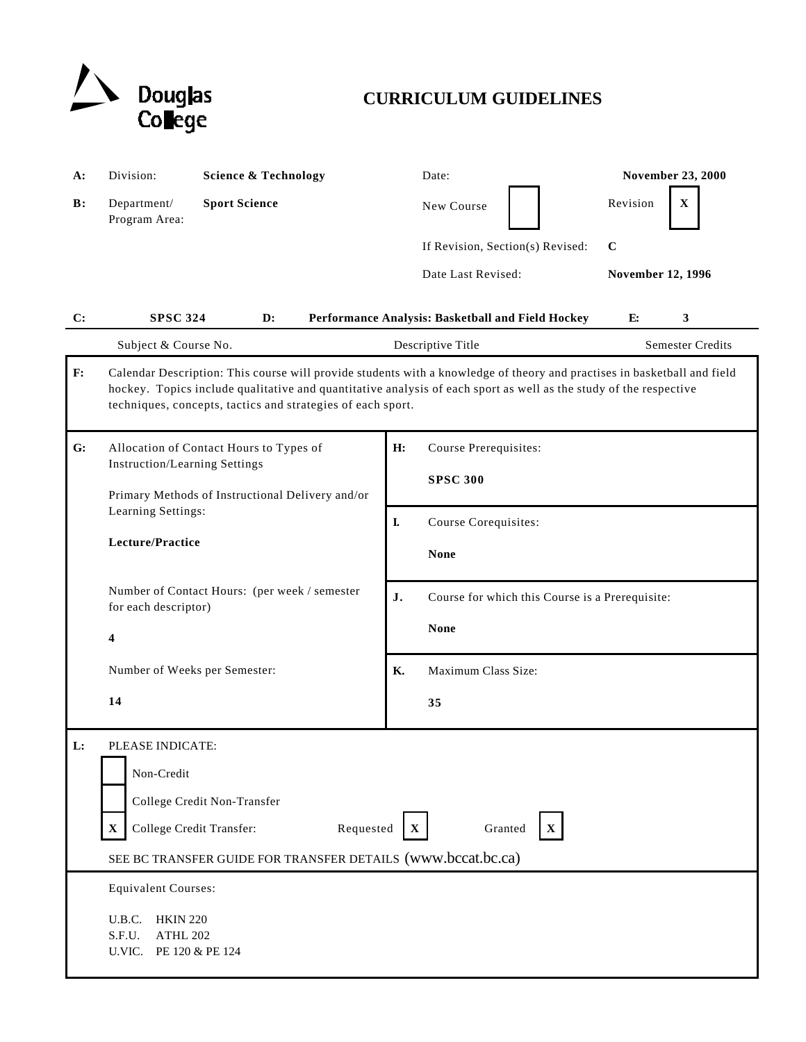Douglas College

# CURRICULUM GUIDELINES

**A:** Division: **Science & Technology**

Date: **November 23, 2000**

**B:** Department/ Program Area: **Sport Science**

New Course [ ] Revision [X]

If Revision, Section(s) Revised: **C**

Date Last Revised: **November 12, 1996**

| C: | D: | E: |
|---|---|---|
| **SPSC 324** | **Performance Analysis: Basketball and Field Hockey** | **3** |
| Subject & Course No. | Descriptive Title | Semester Credits |

**F:** Calendar Description: This course will provide students with a knowledge of theory and practises in basketball and field hockey. Topics include qualitative and quantitative analysis of each sport as well as the study of the respective techniques, concepts, tactics and strategies of each sport.

**G:** Allocation of Contact Hours to Types of Instruction/Learning Settings

Primary Methods of Instructional Delivery and/or Learning Settings:

**Lecture/Practice**

Number of Contact Hours: (per week / semester for each descriptor)

**4**

Number of Weeks per Semester:

**14**

**H:** Course Prerequisites:

**SPSC 300**

**I.** Course Corequisites:

**None**

**J.** Course for which this Course is a Prerequisite:

**None**

**K.** Maximum Class Size:

**35**

**L:** PLEASE INDICATE:

[ ] Non-Credit

[ ] College Credit Non-Transfer

[X] College Credit Transfer: Requested [X] Granted [X]

SEE BC TRANSFER GUIDE FOR TRANSFER DETAILS (www.bccat.bc.ca)

Equivalent Courses:

U.B.C. HKIN 220
S.F.U. ATHL 202
U.VIC. PE 120 & PE 124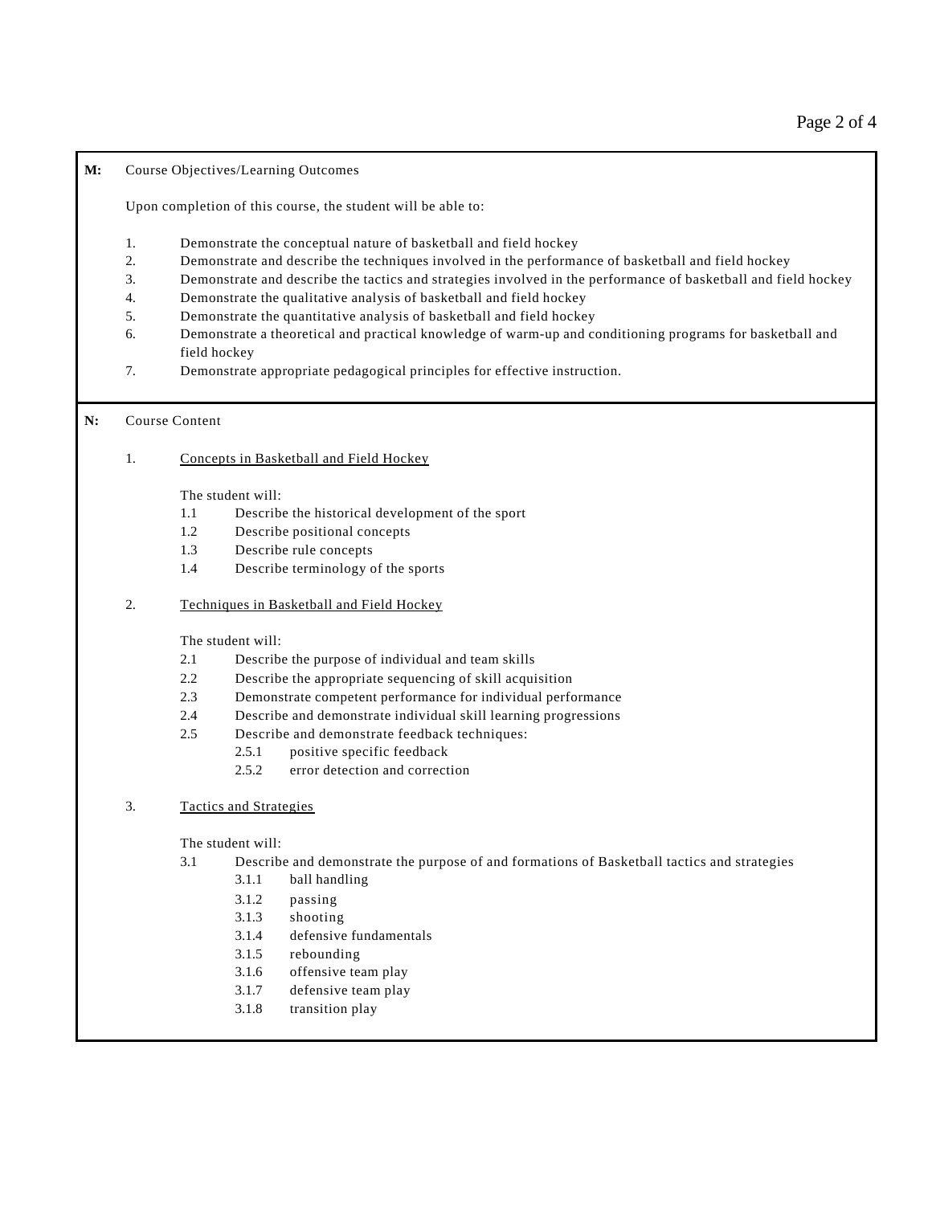**M:** Course Objectives/Learning Outcomes

Upon completion of this course, the student will be able to:

1. Demonstrate the conceptual nature of basketball and field hockey
2. Demonstrate and describe the techniques involved in the performance of basketball and field hockey
3. Demonstrate and describe the tactics and strategies involved in the performance of basketball and field hockey
4. Demonstrate the qualitative analysis of basketball and field hockey
5. Demonstrate the quantitative analysis of basketball and field hockey
6. Demonstrate a theoretical and practical knowledge of warm-up and conditioning programs for basketball and field hockey
7. Demonstrate appropriate pedagogical principles for effective instruction.

**N:** Course Content

1. <u>Concepts in Basketball and Field Hockey</u>

   The student will:

   1.1 Describe the historical development of the sport
   1.2 Describe positional concepts
   1.3 Describe rule concepts
   1.4 Describe terminology of the sports

2. <u>Techniques in Basketball and Field Hockey</u>

   The student will:

   2.1 Describe the purpose of individual and team skills
   2.2 Describe the appropriate sequencing of skill acquisition
   2.3 Demonstrate competent performance for individual performance
   2.4 Describe and demonstrate individual skill learning progressions
   2.5 Describe and demonstrate feedback techniques:
      2.5.1 positive specific feedback
      2.5.2 error detection and correction

3. <u>Tactics and Strategies</u>

   The student will:

   3.1 Describe and demonstrate the purpose of and formations of Basketball tactics and strategies
      3.1.1 ball handling
      3.1.2 passing
      3.1.3 shooting
      3.1.4 defensive fundamentals
      3.1.5 rebounding
      3.1.6 offensive team play
      3.1.7 defensive team play
      3.1.8 transition play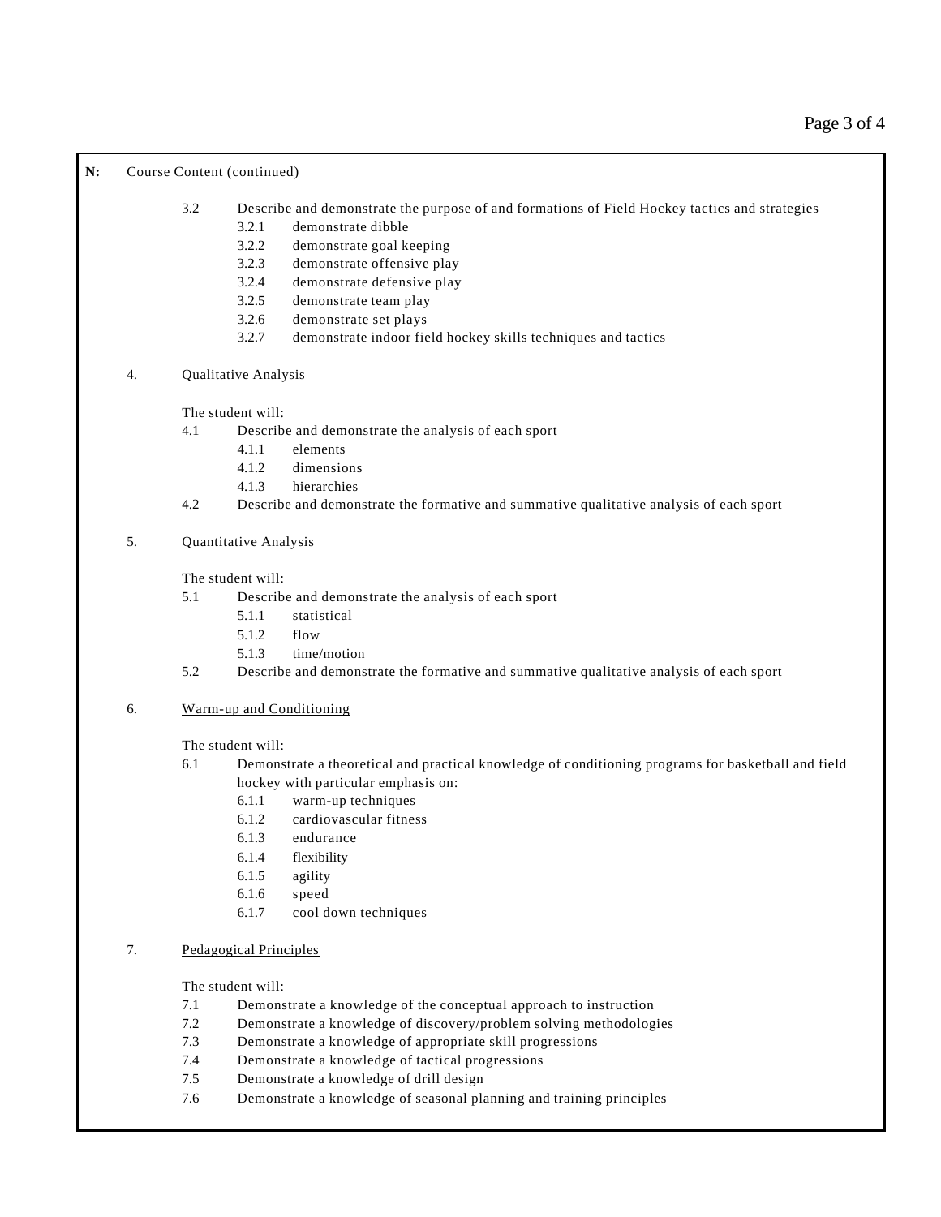**N:** Course Content (continued)

- 3.2 Describe and demonstrate the purpose of and formations of Field Hockey tactics and strategies
  - 3.2.1 demonstrate dibble
  - 3.2.2 demonstrate goal keeping
  - 3.2.3 demonstrate offensive play
  - 3.2.4 demonstrate defensive play
  - 3.2.5 demonstrate team play
  - 3.2.6 demonstrate set plays
  - 3.2.7 demonstrate indoor field hockey skills techniques and tactics

4. <u>Qualitative Analysis</u>

The student will:

- 4.1 Describe and demonstrate the analysis of each sport
  - 4.1.1 elements
  - 4.1.2 dimensions
  - 4.1.3 hierarchies
- 4.2 Describe and demonstrate the formative and summative qualitative analysis of each sport

5. <u>Quantitative Analysis</u>

The student will:

- 5.1 Describe and demonstrate the analysis of each sport
  - 5.1.1 statistical
  - 5.1.2 flow
  - 5.1.3 time/motion
- 5.2 Describe and demonstrate the formative and summative qualitative analysis of each sport

6. <u>Warm-up and Conditioning</u>

The student will:

- 6.1 Demonstrate a theoretical and practical knowledge of conditioning programs for basketball and field hockey with particular emphasis on:
  - 6.1.1 warm-up techniques
  - 6.1.2 cardiovascular fitness
  - 6.1.3 endurance
  - 6.1.4 flexibility
  - 6.1.5 agility
  - 6.1.6 speed
  - 6.1.7 cool down techniques

7. <u>Pedagogical Principles</u>

The student will:

- 7.1 Demonstrate a knowledge of the conceptual approach to instruction
- 7.2 Demonstrate a knowledge of discovery/problem solving methodologies
- 7.3 Demonstrate a knowledge of appropriate skill progressions
- 7.4 Demonstrate a knowledge of tactical progressions
- 7.5 Demonstrate a knowledge of drill design
- 7.6 Demonstrate a knowledge of seasonal planning and training principles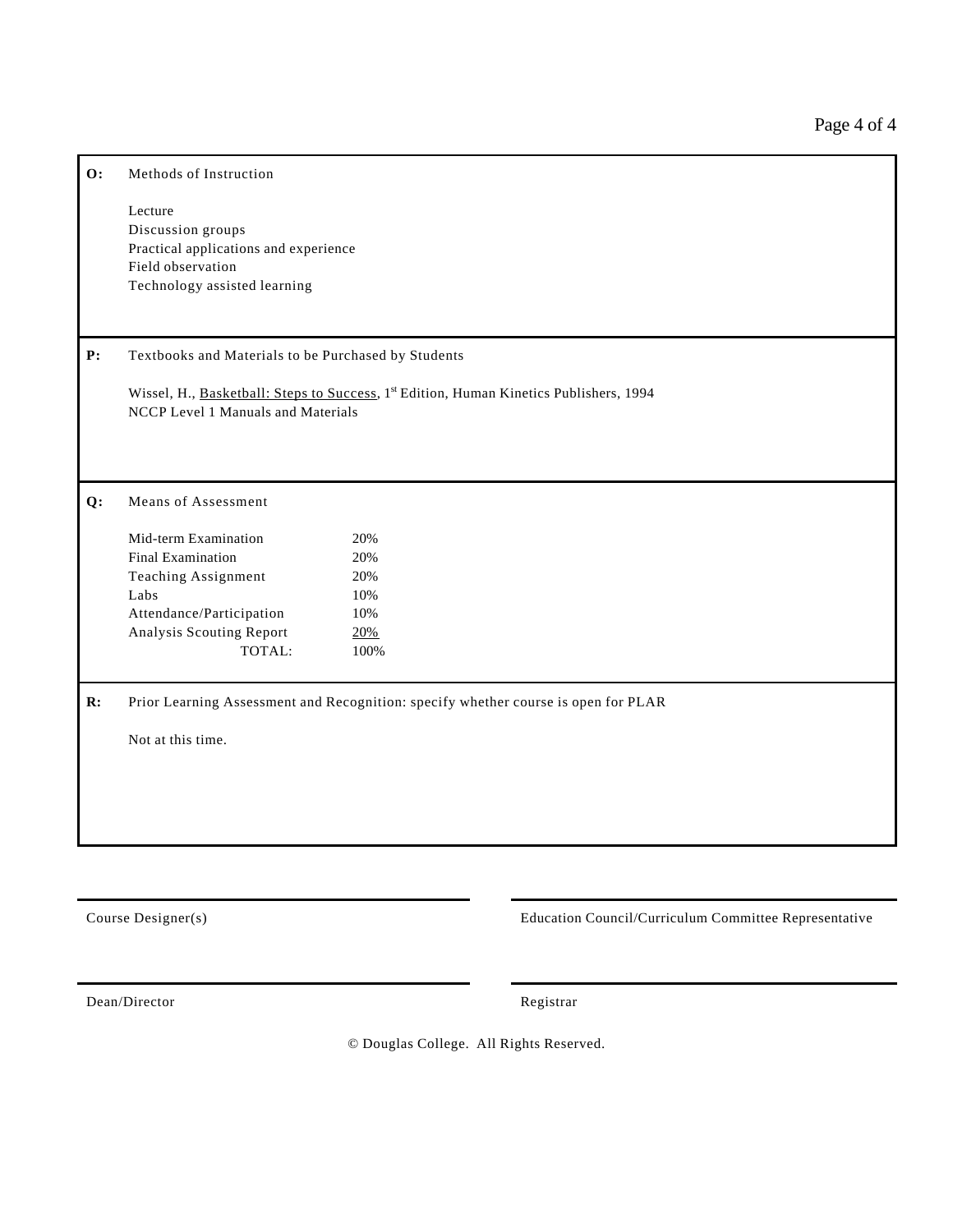**O:** Methods of Instruction

Lecture
Discussion groups
Practical applications and experience
Field observation
Technology assisted learning

**P:** Textbooks and Materials to be Purchased by Students

Wissel, H., Basketball: Steps to Success, 1st Edition, Human Kinetics Publishers, 1994
NCCP Level 1 Manuals and Materials

**Q:** Means of Assessment

| | |
|---|---|
| Mid-term Examination | 20% |
| Final Examination | 20% |
| Teaching Assignment | 20% |
| Labs | 10% |
| Attendance/Participation | 10% |
| Analysis Scouting Report | 20% |
| TOTAL: | 100% |

**R:** Prior Learning Assessment and Recognition: specify whether course is open for PLAR

Not at this time.

Course Designer(s)

Education Council/Curriculum Committee Representative

Dean/Director

Registrar

© Douglas College. All Rights Reserved.